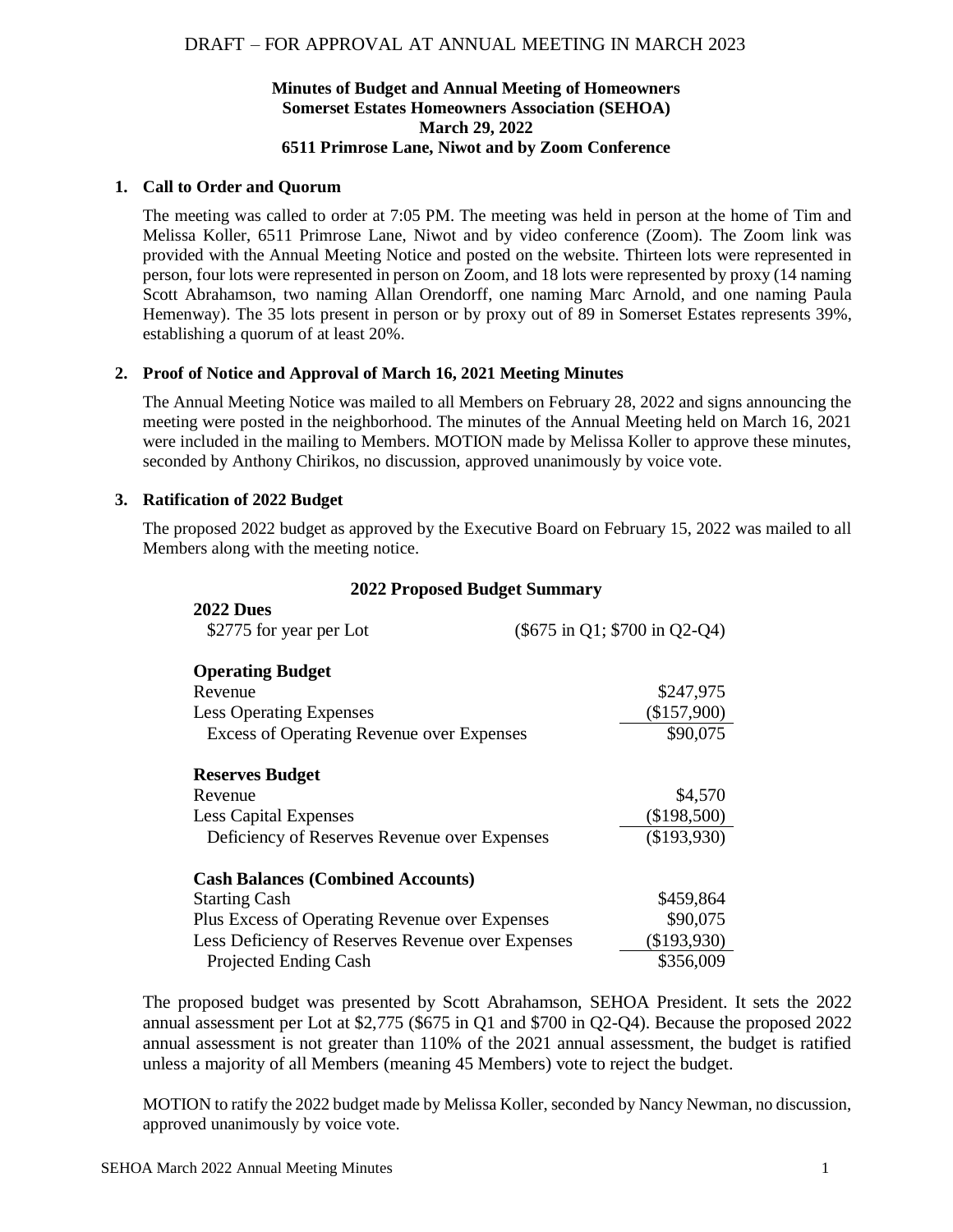DRAFT – FOR APPROVAL AT ANNUAL MEETING IN MARCH 2023

**Minutes of Budget and Annual Meeting of Homeowners**
**Somerset Estates Homeowners Association (SEHOA)**
**March 29, 2022**
**6511 Primrose Lane, Niwot and by Zoom Conference**

## 1. Call to Order and Quorum

The meeting was called to order at 7:05 PM. The meeting was held in person at the home of Tim and Melissa Koller, 6511 Primrose Lane, Niwot and by video conference (Zoom). The Zoom link was provided with the Annual Meeting Notice and posted on the website. Thirteen lots were represented in person, four lots were represented in person on Zoom, and 18 lots were represented by proxy (14 naming Scott Abrahamson, two naming Allan Orendorff, one naming Marc Arnold, and one naming Paula Hemenway). The 35 lots present in person or by proxy out of 89 in Somerset Estates represents 39%, establishing a quorum of at least 20%.

## 2. Proof of Notice and Approval of March 16, 2021 Meeting Minutes

The Annual Meeting Notice was mailed to all Members on February 28, 2022 and signs announcing the meeting were posted in the neighborhood. The minutes of the Annual Meeting held on March 16, 2021 were included in the mailing to Members. MOTION made by Melissa Koller to approve these minutes, seconded by Anthony Chirikos, no discussion, approved unanimously by voice vote.

## 3. Ratification of 2022 Budget

The proposed 2022 budget as approved by the Executive Board on February 15, 2022 was mailed to all Members along with the meeting notice.

**2022 Proposed Budget Summary**

| | |
|---|---|
| **2022 Dues** | |
| $2775 for year per Lot | ($675 in Q1; $700 in Q2-Q4) |
| | |
| **Operating Budget** | |
| Revenue | $247,975 |
| Less Operating Expenses | ($157,900) |
| Excess of Operating Revenue over Expenses | $90,075 |
| | |
| **Reserves Budget** | |
| Revenue | $4,570 |
| Less Capital Expenses | ($198,500) |
| Deficiency of Reserves Revenue over Expenses | ($193,930) |
| | |
| **Cash Balances (Combined Accounts)** | |
| Starting Cash | $459,864 |
| Plus Excess of Operating Revenue over Expenses | $90,075 |
| Less Deficiency of Reserves Revenue over Expenses | ($193,930) |
| Projected Ending Cash | $356,009 |

The proposed budget was presented by Scott Abrahamson, SEHOA President. It sets the 2022 annual assessment per Lot at $2,775 ($675 in Q1 and $700 in Q2-Q4). Because the proposed 2022 annual assessment is not greater than 110% of the 2021 annual assessment, the budget is ratified unless a majority of all Members (meaning 45 Members) vote to reject the budget.

MOTION to ratify the 2022 budget made by Melissa Koller, seconded by Nancy Newman, no discussion, approved unanimously by voice vote.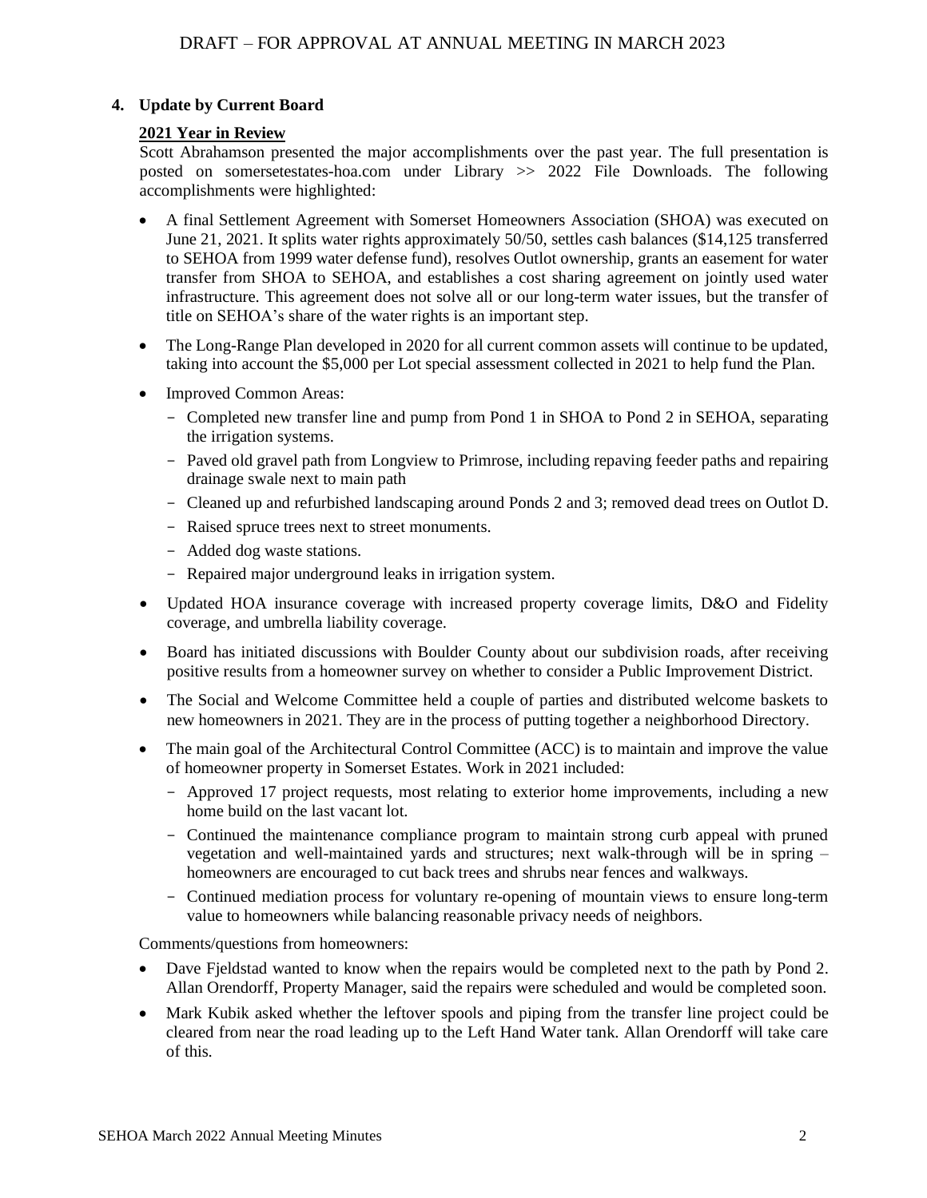## 4. Update by Current Board

### 2021 Year in Review

Scott Abrahamson presented the major accomplishments over the past year. The full presentation is posted on somersetestates-hoa.com under Library >> 2022 File Downloads. The following accomplishments were highlighted:

- A final Settlement Agreement with Somerset Homeowners Association (SHOA) was executed on June 21, 2021. It splits water rights approximately 50/50, settles cash balances ($14,125 transferred to SEHOA from 1999 water defense fund), resolves Outlot ownership, grants an easement for water transfer from SHOA to SEHOA, and establishes a cost sharing agreement on jointly used water infrastructure. This agreement does not solve all or our long-term water issues, but the transfer of title on SEHOA's share of the water rights is an important step.
- The Long-Range Plan developed in 2020 for all current common assets will continue to be updated, taking into account the $5,000 per Lot special assessment collected in 2021 to help fund the Plan.
- Improved Common Areas:
  - Completed new transfer line and pump from Pond 1 in SHOA to Pond 2 in SEHOA, separating the irrigation systems.
  - Paved old gravel path from Longview to Primrose, including repaving feeder paths and repairing drainage swale next to main path
  - Cleaned up and refurbished landscaping around Ponds 2 and 3; removed dead trees on Outlot D.
  - Raised spruce trees next to street monuments.
  - Added dog waste stations.
  - Repaired major underground leaks in irrigation system.
- Updated HOA insurance coverage with increased property coverage limits, D&O and Fidelity coverage, and umbrella liability coverage.
- Board has initiated discussions with Boulder County about our subdivision roads, after receiving positive results from a homeowner survey on whether to consider a Public Improvement District.
- The Social and Welcome Committee held a couple of parties and distributed welcome baskets to new homeowners in 2021. They are in the process of putting together a neighborhood Directory.
- The main goal of the Architectural Control Committee (ACC) is to maintain and improve the value of homeowner property in Somerset Estates. Work in 2021 included:
  - Approved 17 project requests, most relating to exterior home improvements, including a new home build on the last vacant lot.
  - Continued the maintenance compliance program to maintain strong curb appeal with pruned vegetation and well-maintained yards and structures; next walk-through will be in spring – homeowners are encouraged to cut back trees and shrubs near fences and walkways.
  - Continued mediation process for voluntary re-opening of mountain views to ensure long-term value to homeowners while balancing reasonable privacy needs of neighbors.

Comments/questions from homeowners:

- Dave Fjeldstad wanted to know when the repairs would be completed next to the path by Pond 2. Allan Orendorff, Property Manager, said the repairs were scheduled and would be completed soon.
- Mark Kubik asked whether the leftover spools and piping from the transfer line project could be cleared from near the road leading up to the Left Hand Water tank. Allan Orendorff will take care of this.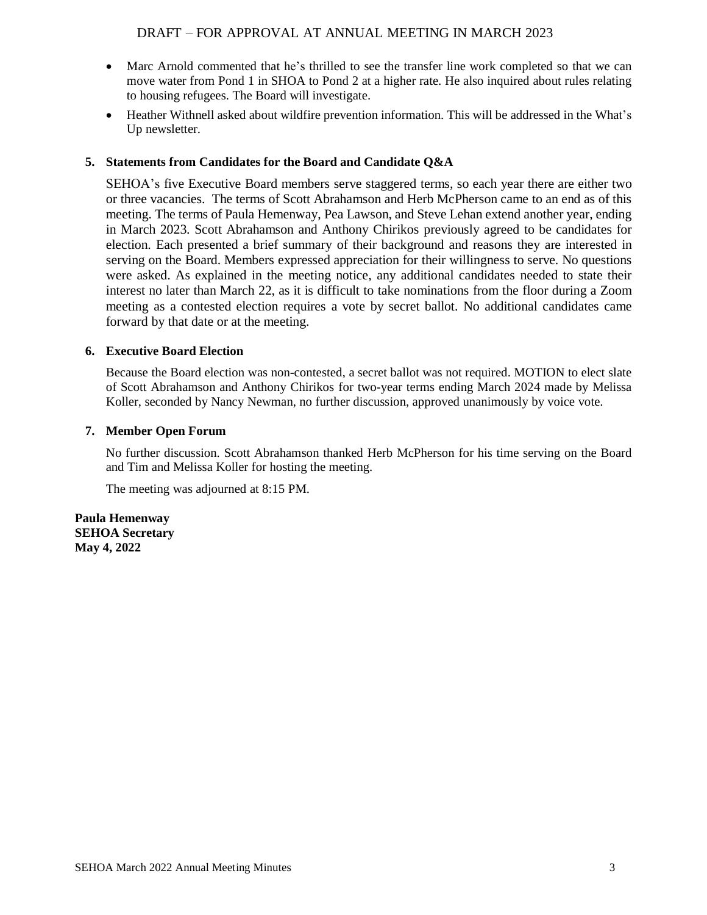- Marc Arnold commented that he's thrilled to see the transfer line work completed so that we can move water from Pond 1 in SHOA to Pond 2 at a higher rate. He also inquired about rules relating to housing refugees. The Board will investigate.
- Heather Withnell asked about wildfire prevention information. This will be addressed in the What's Up newsletter.

**5. Statements from Candidates for the Board and Candidate Q&A**

SEHOA's five Executive Board members serve staggered terms, so each year there are either two or three vacancies. The terms of Scott Abrahamson and Herb McPherson came to an end as of this meeting. The terms of Paula Hemenway, Pea Lawson, and Steve Lehan extend another year, ending in March 2023. Scott Abrahamson and Anthony Chirikos previously agreed to be candidates for election. Each presented a brief summary of their background and reasons they are interested in serving on the Board. Members expressed appreciation for their willingness to serve. No questions were asked. As explained in the meeting notice, any additional candidates needed to state their interest no later than March 22, as it is difficult to take nominations from the floor during a Zoom meeting as a contested election requires a vote by secret ballot. No additional candidates came forward by that date or at the meeting.

**6. Executive Board Election**

Because the Board election was non-contested, a secret ballot was not required. MOTION to elect slate of Scott Abrahamson and Anthony Chirikos for two-year terms ending March 2024 made by Melissa Koller, seconded by Nancy Newman, no further discussion, approved unanimously by voice vote.

**7. Member Open Forum**

No further discussion. Scott Abrahamson thanked Herb McPherson for his time serving on the Board and Tim and Melissa Koller for hosting the meeting.

The meeting was adjourned at 8:15 PM.

**Paula Hemenway**
**SEHOA Secretary**
**May 4, 2022**